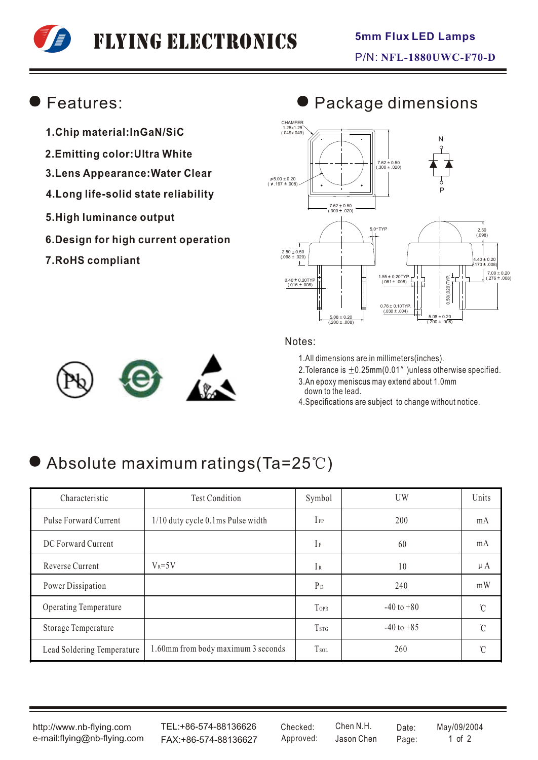# FLYING ELECTRONICS

**5mm Flux LED Lamps**

P/N: **NFL-1880UWC-F70-D**

## Features:

1. **Chip material:InGaN/SiC**
2. **Emitting color:Ultra White**
3. **Lens Appearance:Water Clear**
4. **Long life-solid state reliability**
5. **High luminance output**
6. **Design for high current operation**
7. **RoHS compliant**

## Package dimensions

CHAMFER 1.25x1.25 (.049x.049)

ø5.00 ± 0.20 (ø.197 ± .008)

7.62 ± 0.50 (.300 ± .020)

7.62 ± 0.50 (.300 ± .020)

N

P

5.0°TYP

2.50 ± 0.50 (.098 ± .020)

0.40 ± 0.20TYP (.016 ± .008)

5.08 ± 0.20 (.200 ± .008)

1.55 ± 0.20TYP (.061 ± .008)

0.76 ± 0.10TYP (.030 ± .004)

0.50(.020)TYP

5.08 ± 0.20 (.200 ± .008)

2.50 (.098)

4.40 ± 0.20 (.173 ± .008)

7.00 ± 0.20 (.276 ± .008)

Notes:

1. All dimensions are in millimeters(inches).
2. Tolerance is ±0.25mm(0.01″)unless otherwise specified.
3. An epoxy meniscus may extend about 1.0mm down to the lead.
4. Specifications are subject to change without notice.

## Absolute maximum ratings(Ta=25℃)

| Characteristic | Test Condition | Symbol | UW | Units |
|---|---|---|---|---|
| Pulse Forward Current | 1/10 duty cycle 0.1ms Pulse width | $I_{FP}$ | 200 | mA |
| DC Forward Current | | $I_F$ | 60 | mA |
| Reverse Current | $V_R$=5V | $I_R$ | 10 | μA |
| Power Dissipation | | $P_D$ | 240 | mW |
| Operating Temperature | | $T_{OPR}$ | -40 to +80 | ℃ |
| Storage Temperature | | $T_{STG}$ | -40 to +85 | ℃ |
| Lead Soldering Temperature | 1.60mm from body maximum 3 seconds | $T_{SOL}$ | 260 | ℃ |

http://www.nb-flying.com
e-mail:flying@nb-flying.com

TEL:+86-574-88136626
FAX:+86-574-88136627

Checked: Chen N.H.
Approved: Jason Chen

Date: May/09/2004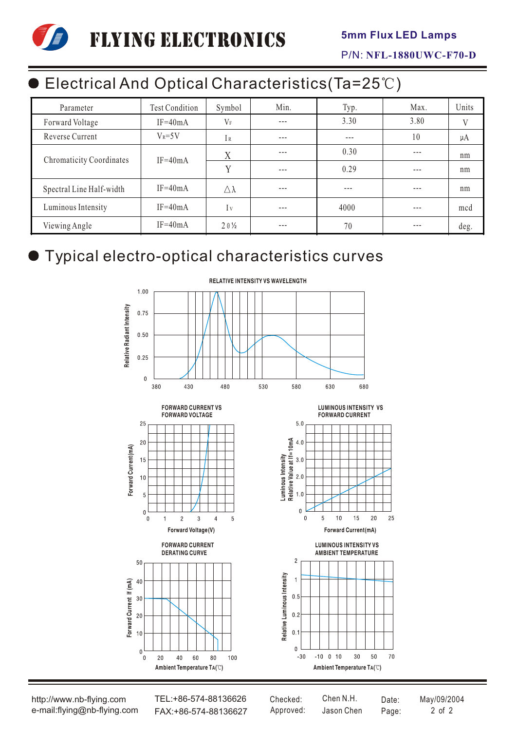FLYING ELECTRONICS

5mm Flux LED Lamps

P/N: NFL-1880UWC-F70-D

## Electrical And Optical Characteristics(Ta=25℃)

| Parameter | Test Condition | Symbol | Min. | Typ. | Max. | Units |
|---|---|---|---|---|---|---|
| Forward Voltage | IF=40mA | $V_F$ | --- | 3.30 | 3.80 | V |
| Reverse Current | $V_R$=5V | $I_R$ | --- | --- | 10 | μA |
| Chromaticity Coordinates | IF=40mA | X | --- | 0.30 | --- | nm |
| | | Y | --- | 0.29 | --- | nm |
| Spectral Line Half-width | IF=40mA | △λ | --- | --- | --- | nm |
| Luminous Intensity | IF=40mA | $I_V$ | --- | 4000 | --- | mcd |
| Viewing Angle | IF=40mA | 2θ½ | --- | 70 | --- | deg. |

## Typical electro-optical characteristics curves

RELATIVE INTENSITY VS WAVELENGTH

Relative Radiant Intensity

1.00 0.75 0.50 0.25 0

380 430 480 530 580 630 680

FORWARD CURRENT VS FORWARD VOLTAGE

Forward Current(mA)

25 20 15 10 5 0

0 1 2 3 4 5

Forward Voltage(V)

LUMINOUS INTENSITY VS FORWARD CURRENT

Luminous Intensity Relative Value at If=10mA

5.0 4.0 3.0 2.0 1.0 0

0 5 10 15 20 25

Forward Current(mA)

FORWARD CURRENT DERATING CURVE

Forward Current If (mA)

50 40 30 20 10 0

0 20 40 60 80 100

Ambient Temperature TA(℃)

LUMINOUS INTENSITY VS AMBIENT TEMPERATURE

Relative Luminous Intensity

2 1 0.5 0.2 0.1 0

-30 -10 0 10 30 50 70

Ambient Temperature TA(℃)

http://www.nb-flying.com
e-mail:flying@nb-flying.com

TEL:+86-574-88136626
FAX:+86-574-88136627

Checked: Chen N.H.
Approved: Jason Chen

Date: May/09/2004